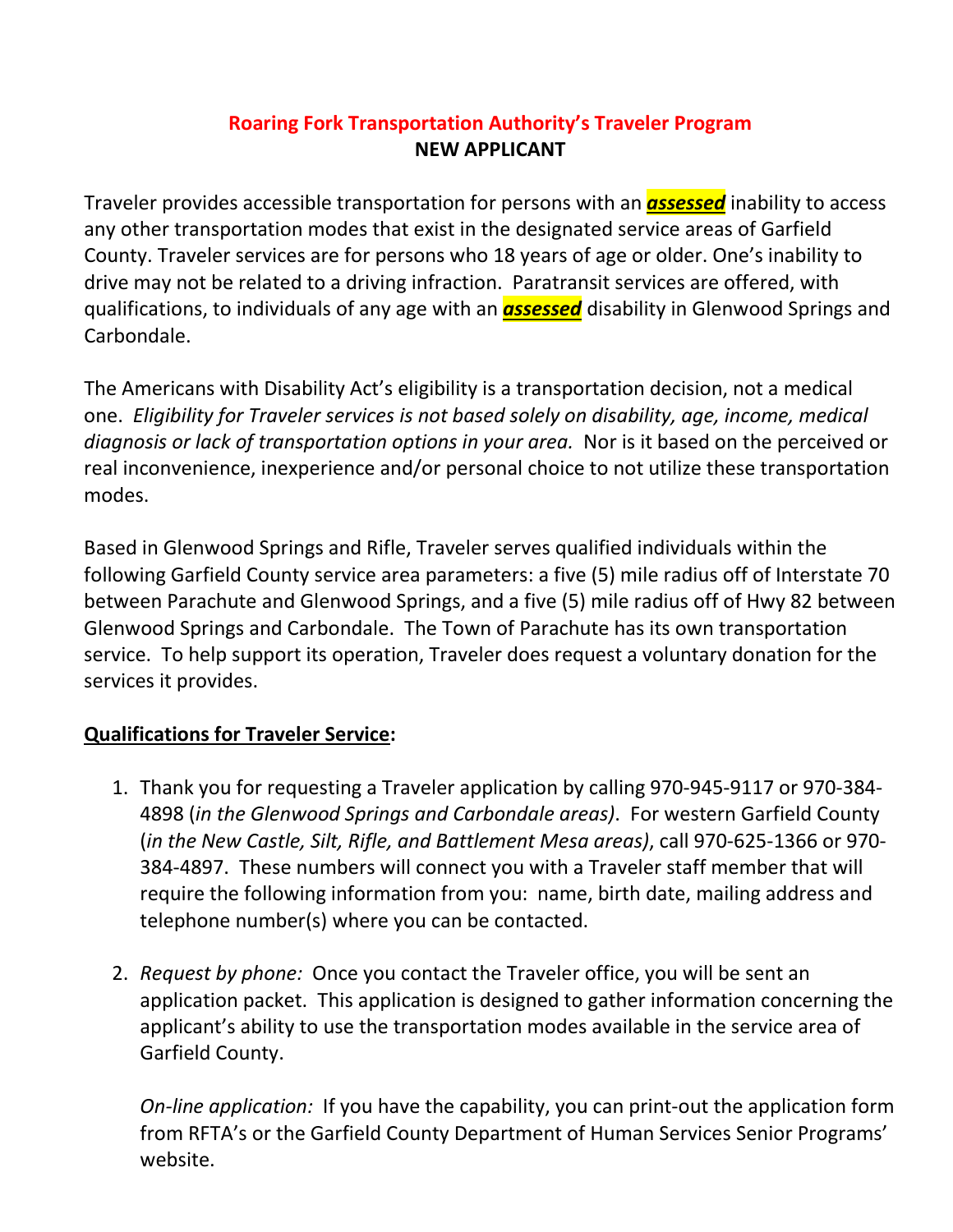# Roaring Fork Transportation Authority's Traveler Program

## NEW APPLICANT

Traveler provides accessible transportation for persons with an ***assessed*** inability to access any other transportation modes that exist in the designated service areas of Garfield County. Traveler services are for persons who 18 years of age or older. One's inability to drive may not be related to a driving infraction. Paratransit services are offered, with qualifications, to individuals of any age with an ***assessed*** disability in Glenwood Springs and Carbondale.

The Americans with Disability Act's eligibility is a transportation decision, not a medical one. *Eligibility for Traveler services is not based solely on disability, age, income, medical diagnosis or lack of transportation options in your area.* Nor is it based on the perceived or real inconvenience, inexperience and/or personal choice to not utilize these transportation modes.

Based in Glenwood Springs and Rifle, Traveler serves qualified individuals within the following Garfield County service area parameters: a five (5) mile radius off of Interstate 70 between Parachute and Glenwood Springs, and a five (5) mile radius off of Hwy 82 between Glenwood Springs and Carbondale. The Town of Parachute has its own transportation service. To help support its operation, Traveler does request a voluntary donation for the services it provides.

**Qualifications for Traveler Service:**

1. Thank you for requesting a Traveler application by calling 970-945-9117 or 970-384-4898 (*in the Glenwood Springs and Carbondale areas)*. For western Garfield County (*in the New Castle, Silt, Rifle, and Battlement Mesa areas)*, call 970-625-1366 or 970-384-4897. These numbers will connect you with a Traveler staff member that will require the following information from you: name, birth date, mailing address and telephone number(s) where you can be contacted.

2. *Request by phone:* Once you contact the Traveler office, you will be sent an application packet. This application is designed to gather information concerning the applicant's ability to use the transportation modes available in the service area of Garfield County.

   *On-line application:* If you have the capability, you can print-out the application form from RFTA's or the Garfield County Department of Human Services Senior Programs' website.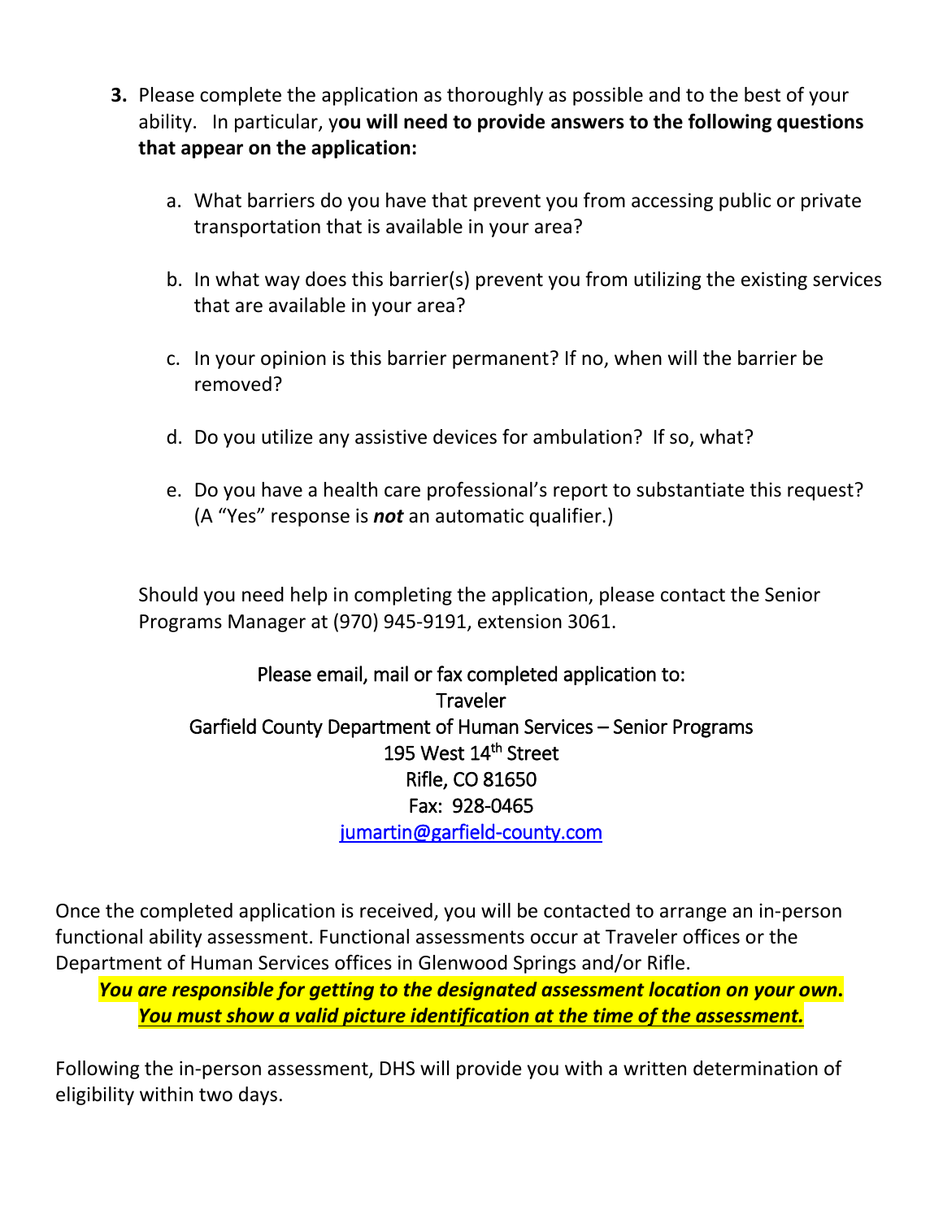3. Please complete the application as thoroughly as possible and to the best of your ability. In particular, y**ou will need to provide answers to the following questions that appear on the application:**

    a. What barriers do you have that prevent you from accessing public or private transportation that is available in your area?

    b. In what way does this barrier(s) prevent you from utilizing the existing services that are available in your area?

    c. In your opinion is this barrier permanent? If no, when will the barrier be removed?

    d. Do you utilize any assistive devices for ambulation? If so, what?

    e. Do you have a health care professional's report to substantiate this request? (A "Yes" response is ***not*** an automatic qualifier.)

    Should you need help in completing the application, please contact the Senior Programs Manager at (970) 945-9191, extension 3061.

Please email, mail or fax completed application to:
Traveler
Garfield County Department of Human Services – Senior Programs
195 West 14th Street
Rifle, CO 81650
Fax: 928-0465
jumartin@garfield-county.com

Once the completed application is received, you will be contacted to arrange an in-person functional ability assessment. Functional assessments occur at Traveler offices or the Department of Human Services offices in Glenwood Springs and/or Rifle.

***You are responsible for getting to the designated assessment location on your own.***
***You must show a valid picture identification at the time of the assessment.***

Following the in-person assessment, DHS will provide you with a written determination of eligibility within two days.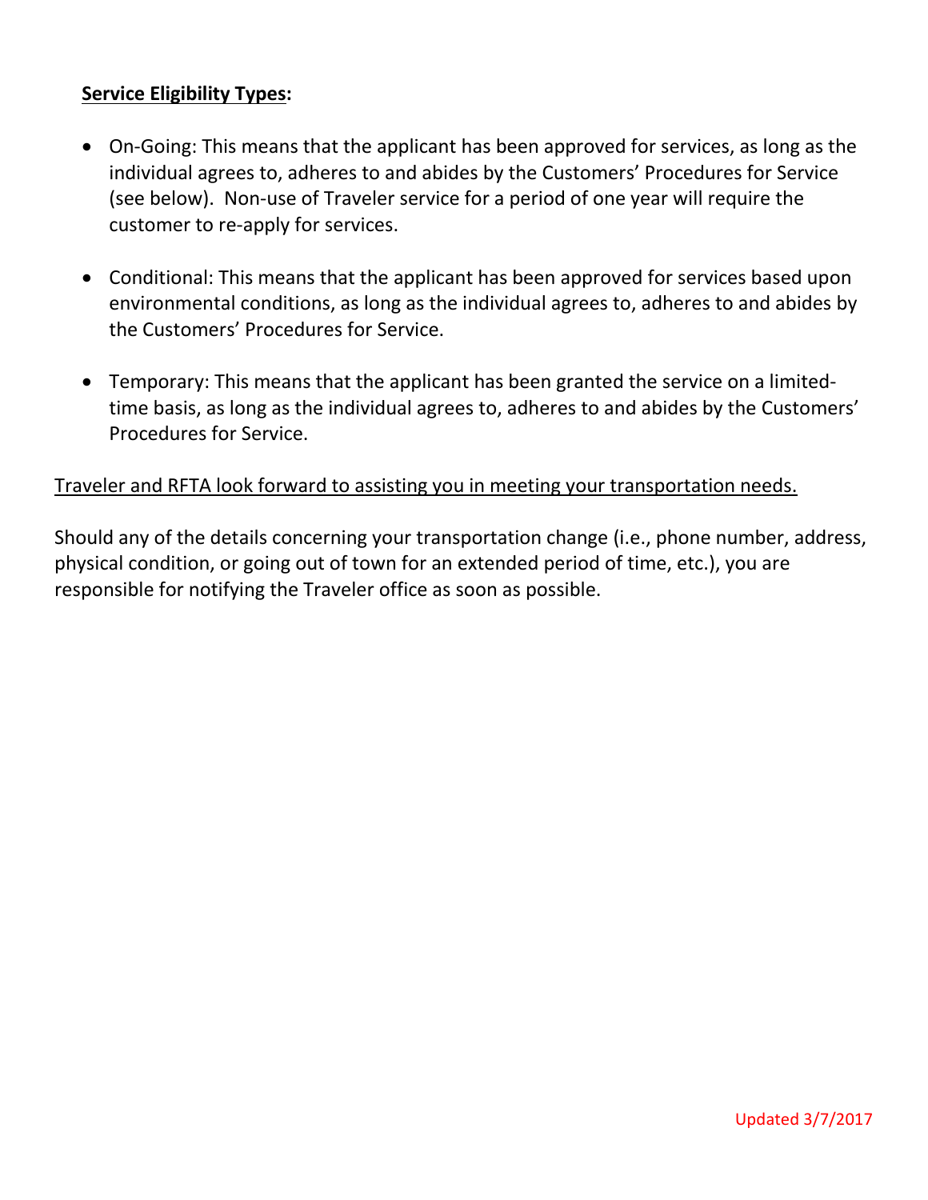**<u>Service Eligibility Types</u>:**

- On-Going: This means that the applicant has been approved for services, as long as the individual agrees to, adheres to and abides by the Customers' Procedures for Service (see below). Non-use of Traveler service for a period of one year will require the customer to re-apply for services.

- Conditional: This means that the applicant has been approved for services based upon environmental conditions, as long as the individual agrees to, adheres to and abides by the Customers' Procedures for Service.

- Temporary: This means that the applicant has been granted the service on a limited-time basis, as long as the individual agrees to, adheres to and abides by the Customers' Procedures for Service.

<u>Traveler and RFTA look forward to assisting you in meeting your transportation needs.</u>

Should any of the details concerning your transportation change (i.e., phone number, address, physical condition, or going out of town for an extended period of time, etc.), you are responsible for notifying the Traveler office as soon as possible.

Updated 3/7/2017